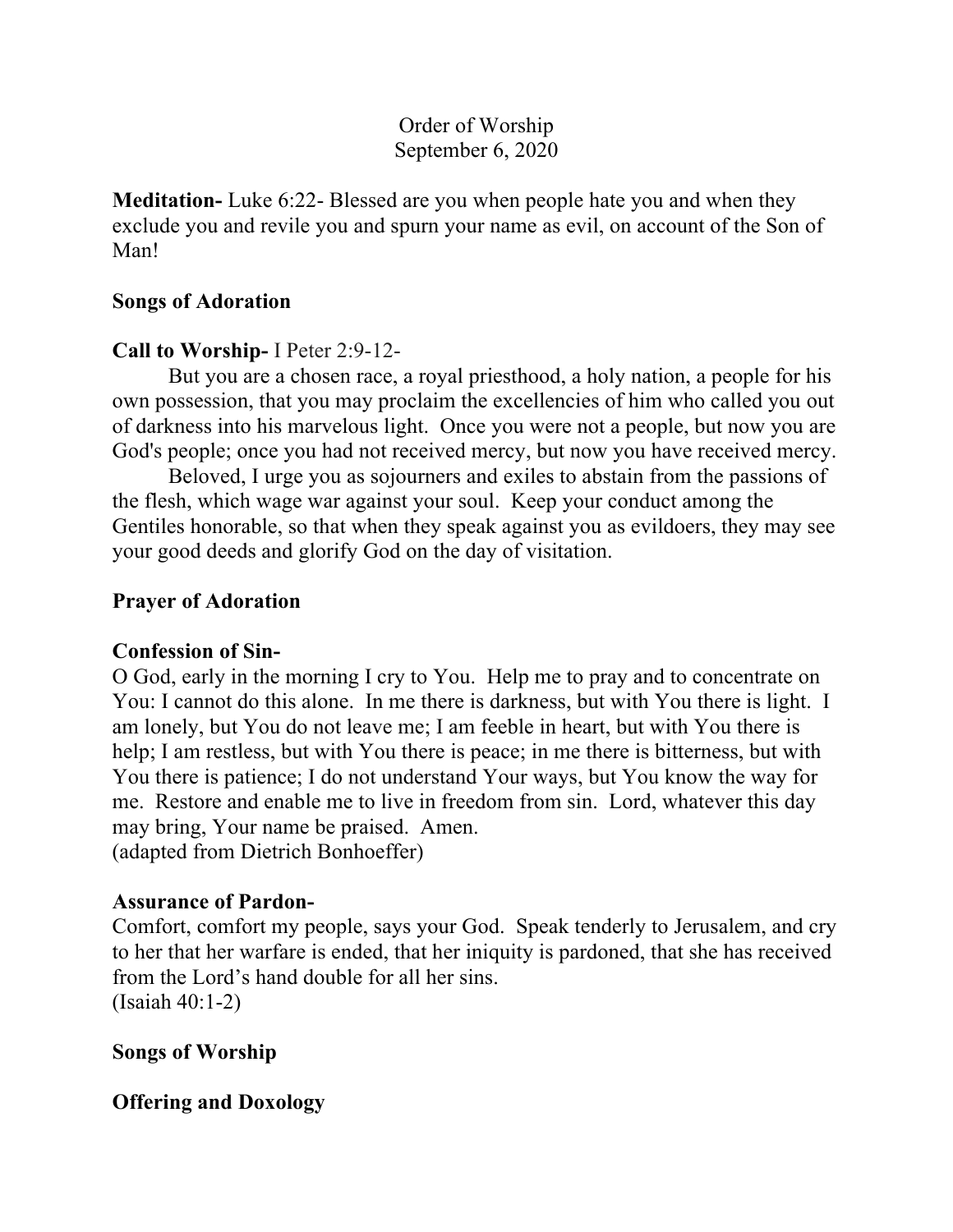# Order of Worship
September 6, 2020

**Meditation-** Luke 6:22- Blessed are you when people hate you and when they exclude you and revile you and spurn your name as evil, on account of the Son of Man!

**Songs of Adoration**

**Call to Worship-** I Peter 2:9-12-

But you are a chosen race, a royal priesthood, a holy nation, a people for his own possession, that you may proclaim the excellencies of him who called you out of darkness into his marvelous light. Once you were not a people, but now you are God's people; once you had not received mercy, but now you have received mercy.

Beloved, I urge you as sojourners and exiles to abstain from the passions of the flesh, which wage war against your soul. Keep your conduct among the Gentiles honorable, so that when they speak against you as evildoers, they may see your good deeds and glorify God on the day of visitation.

**Prayer of Adoration**

**Confession of Sin-**

O God, early in the morning I cry to You. Help me to pray and to concentrate on You: I cannot do this alone. In me there is darkness, but with You there is light. I am lonely, but You do not leave me; I am feeble in heart, but with You there is help; I am restless, but with You there is peace; in me there is bitterness, but with You there is patience; I do not understand Your ways, but You know the way for me. Restore and enable me to live in freedom from sin. Lord, whatever this day may bring, Your name be praised. Amen.
(adapted from Dietrich Bonhoeffer)

**Assurance of Pardon-**

Comfort, comfort my people, says your God. Speak tenderly to Jerusalem, and cry to her that her warfare is ended, that her iniquity is pardoned, that she has received from the Lord's hand double for all her sins.
(Isaiah 40:1-2)

**Songs of Worship**

**Offering and Doxology**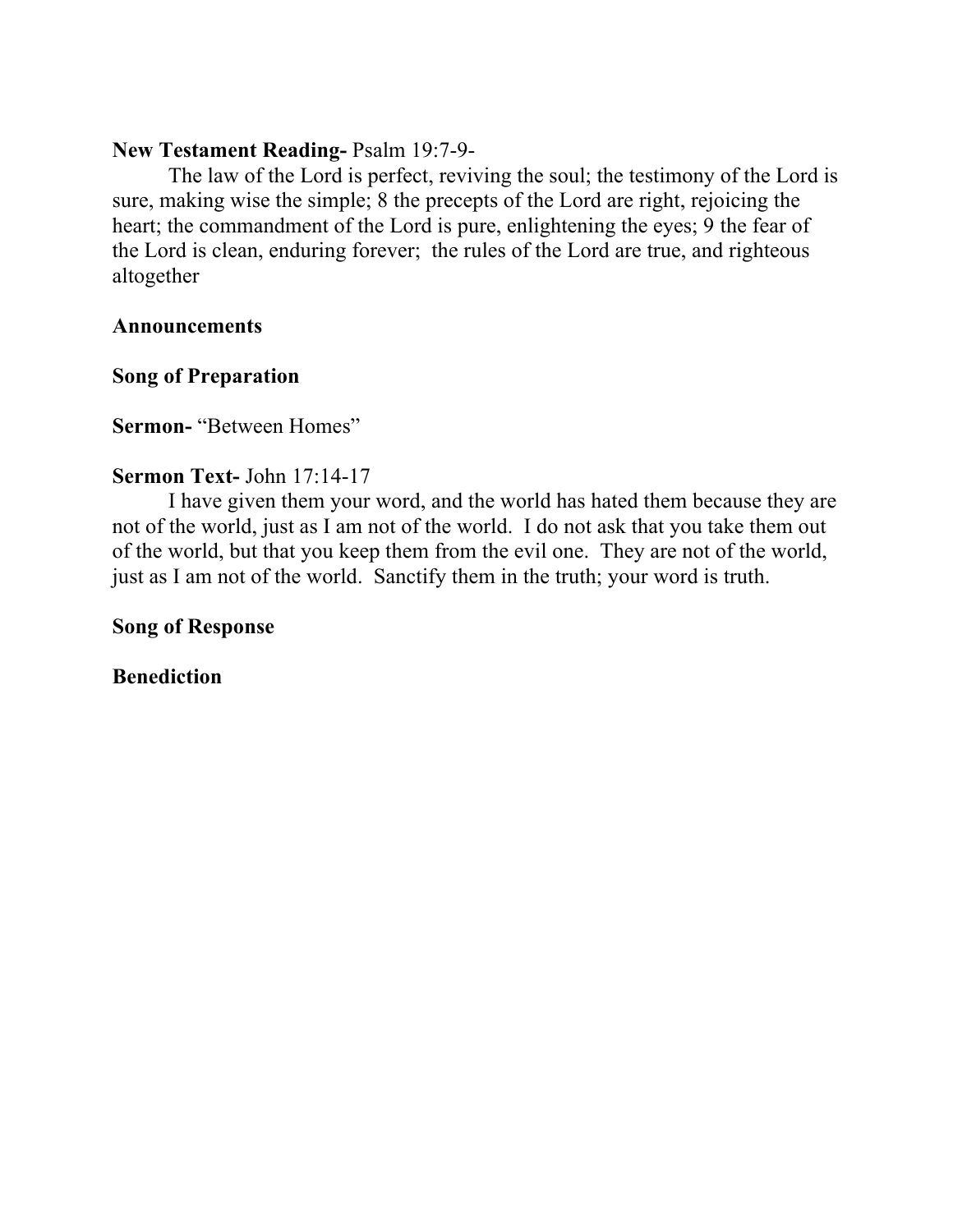**New Testament Reading-** Psalm 19:7-9-

The law of the Lord is perfect, reviving the soul; the testimony of the Lord is sure, making wise the simple; 8 the precepts of the Lord are right, rejoicing the heart; the commandment of the Lord is pure, enlightening the eyes; 9 the fear of the Lord is clean, enduring forever; the rules of the Lord are true, and righteous altogether

**Announcements**

**Song of Preparation**

**Sermon-** "Between Homes"

**Sermon Text-** John 17:14-17

I have given them your word, and the world has hated them because they are not of the world, just as I am not of the world. I do not ask that you take them out of the world, but that you keep them from the evil one. They are not of the world, just as I am not of the world. Sanctify them in the truth; your word is truth.

**Song of Response**

**Benediction**